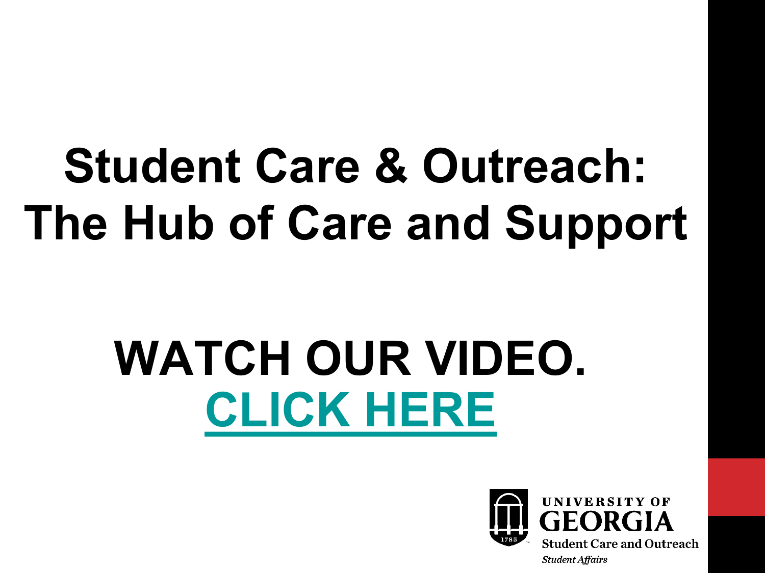# Student Care & Outreach: The Hub of Care and Support

## WATCH OUR VIDEO.

## CLICK HERE

UNIVERSITY OF GEORGIA

Student Care and Outreach

*Student Affairs*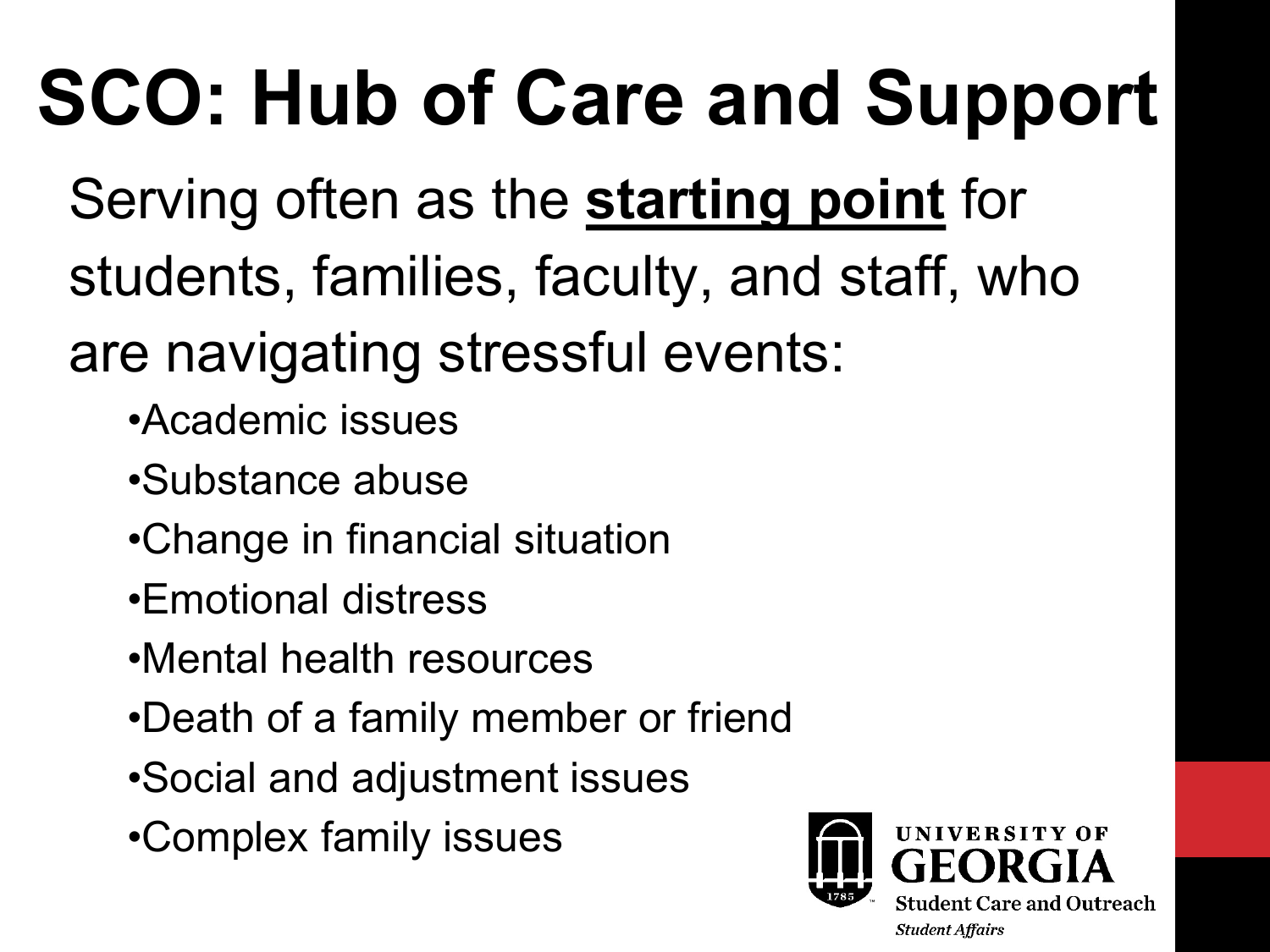# SCO: Hub of Care and Support

Serving often as the **starting point** for students, families, faculty, and staff, who are navigating stressful events:

- Academic issues
- Substance abuse
- Change in financial situation
- Emotional distress
- Mental health resources
- Death of a family member or friend
- Social and adjustment issues
- Complex family issues

UNIVERSITY OF GEORGIA
Student Care and Outreach
*Student Affairs*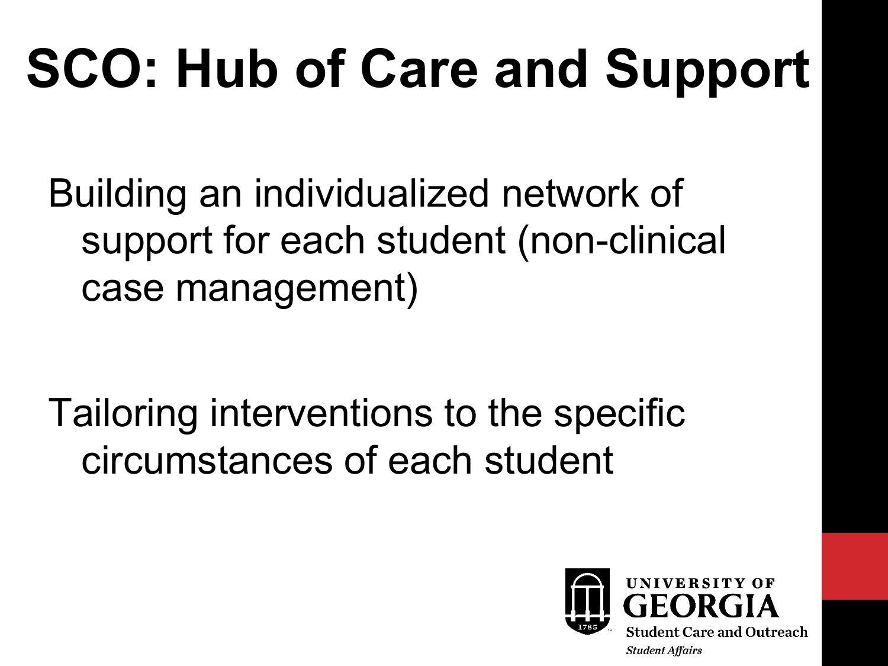# SCO: Hub of Care and Support

Building an individualized network of support for each student (non-clinical case management)

Tailoring interventions to the specific circumstances of each student

UNIVERSITY OF GEORGIA
Student Care and Outreach
*Student Affairs*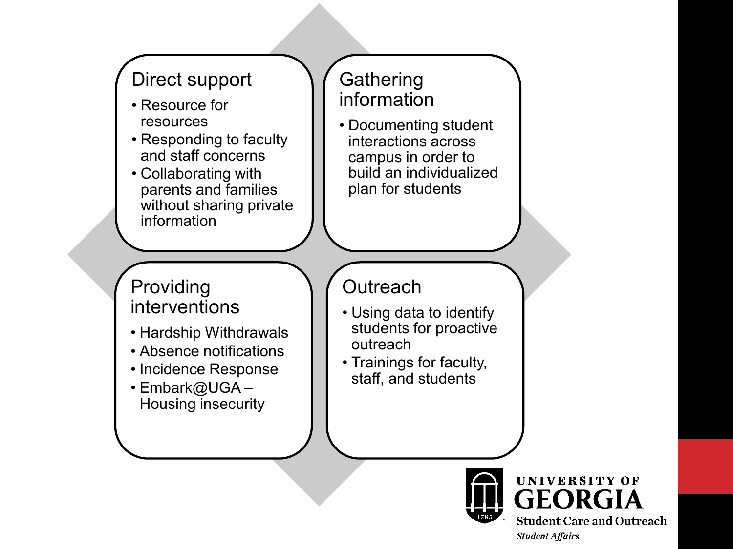## Direct support

- Resource for resources
- Responding to faculty and staff concerns
- Collaborating with parents and families without sharing private information

## Gathering information

- Documenting student interactions across campus in order to build an individualized plan for students

## Providing interventions

- Hardship Withdrawals
- Absence notifications
- Incidence Response
- Embark@UGA – Housing insecurity

## Outreach

- Using data to identify students for proactive outreach
- Trainings for faculty, staff, and students

UNIVERSITY OF GEORGIA
Student Care and Outreach
*Student Affairs*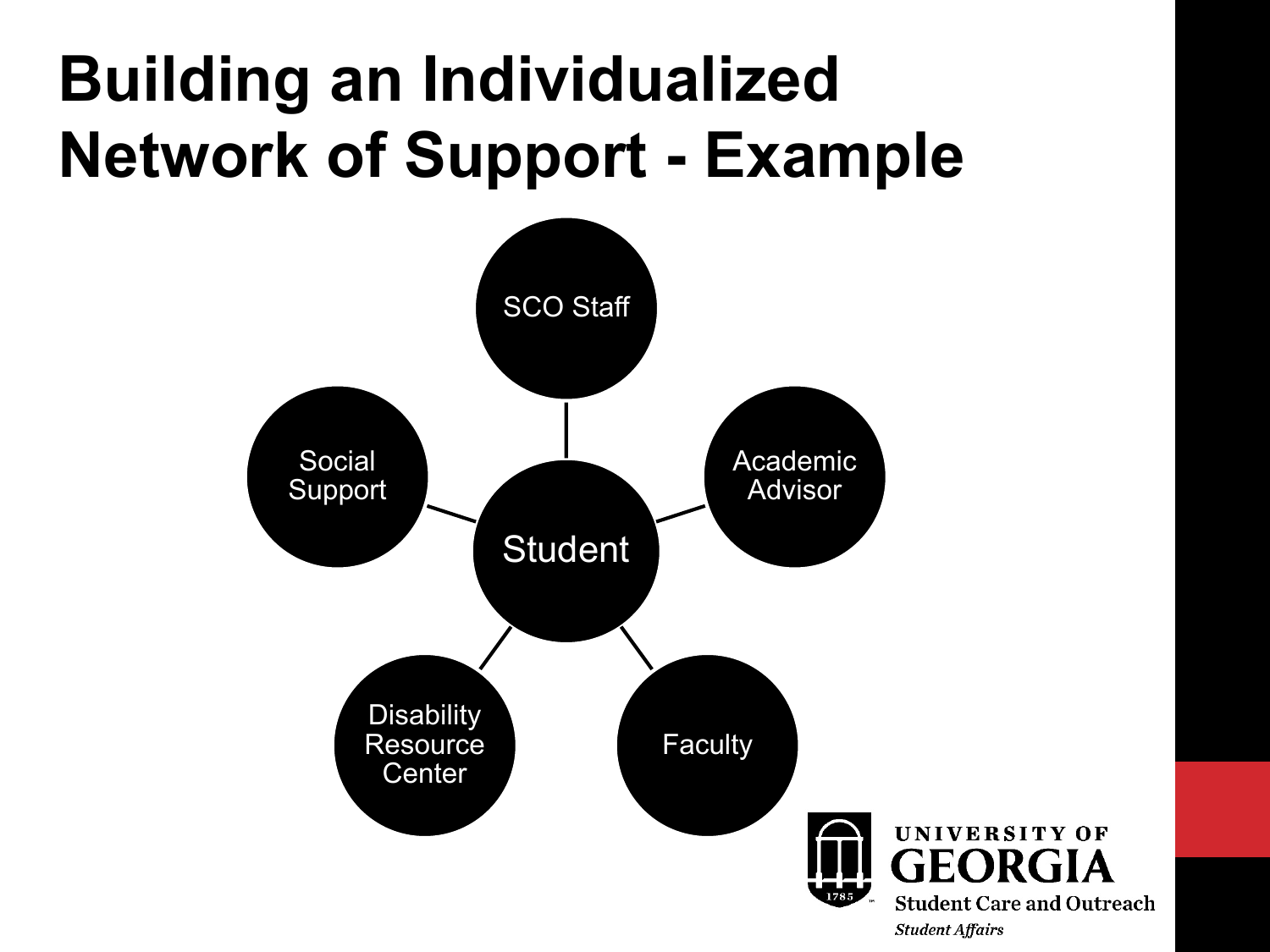# Building an Individualized Network of Support - Example

- Student
  - SCO Staff
  - Academic Advisor
  - Faculty
  - Disability Resource Center
  - Social Support

UNIVERSITY OF GEORGIA
Student Care and Outreach
*Student Affairs*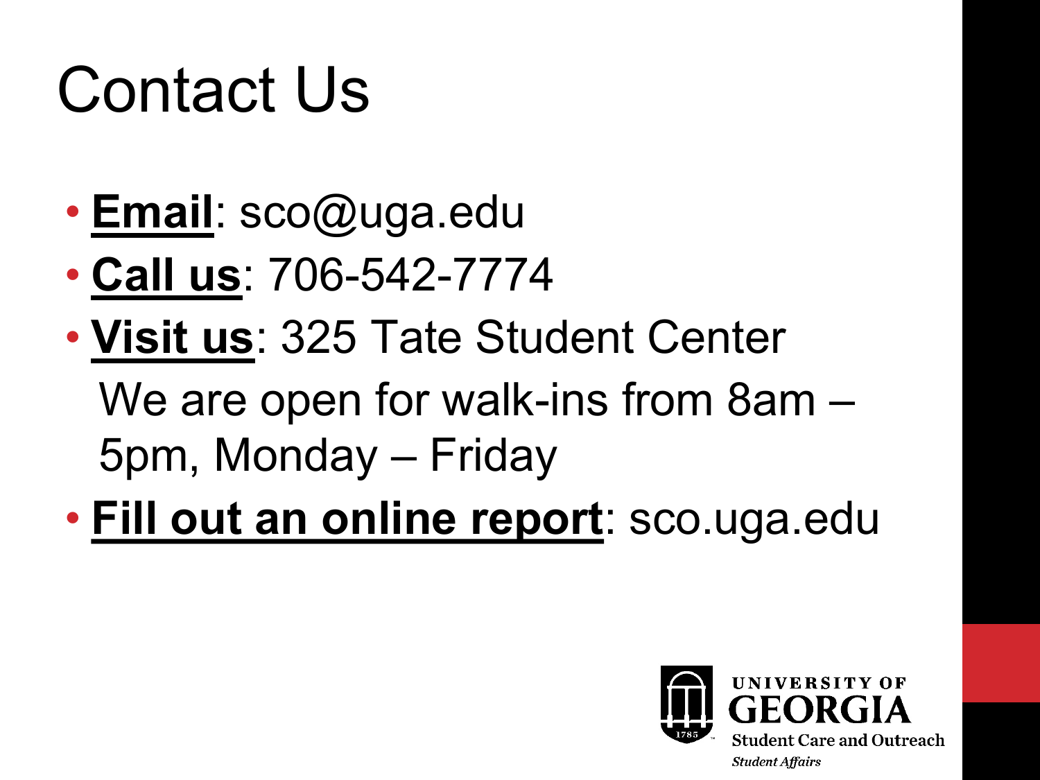# Contact Us

- **Email**: sco@uga.edu
- **Call us**: 706-542-7774
- **Visit us**: 325 Tate Student Center

  We are open for walk-ins from 8am – 5pm, Monday – Friday
- **Fill out an online report**: sco.uga.edu

UNIVERSITY OF GEORGIA
Student Care and Outreach
*Student Affairs*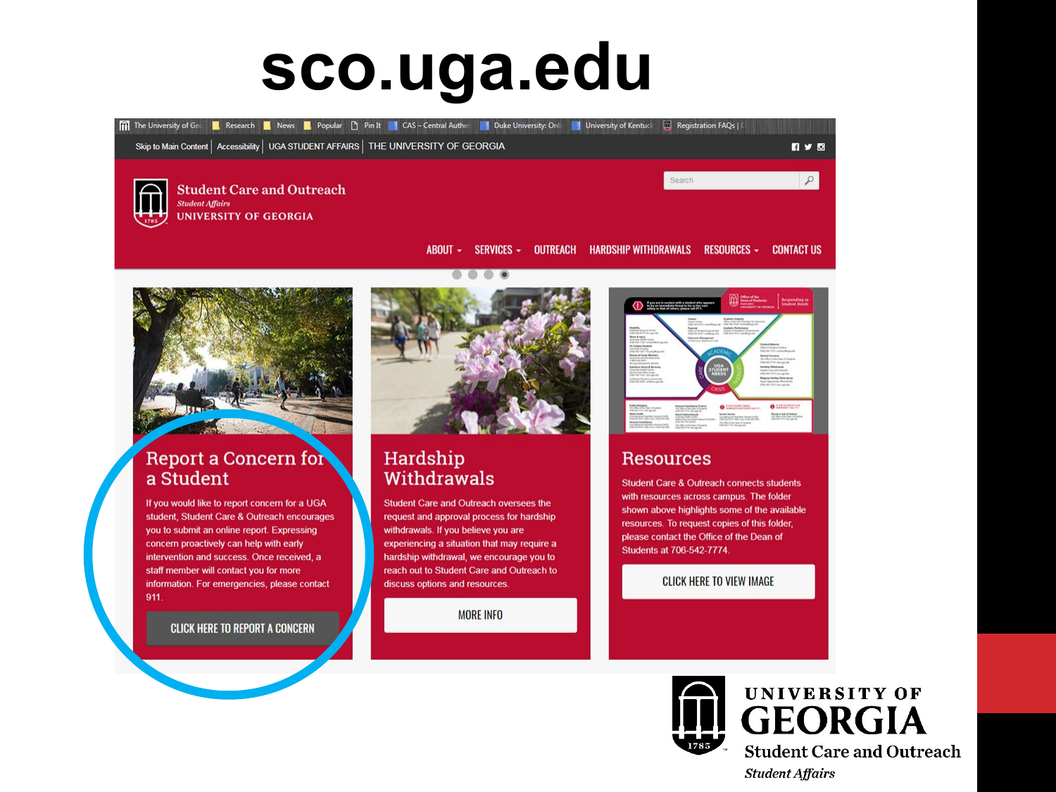# sco.uga.edu

Skip to Main Content | Accessibility | UGA STUDENT AFFAIRS | THE UNIVERSITY OF GEORGIA

Student Care and Outreach
*Student Affairs*
UNIVERSITY OF GEORGIA

ABOUT | SERVICES | OUTREACH | HARDSHIP WITHDRAWALS | RESOURCES | CONTACT US

## Report a Concern for a Student

If you would like to report concern for a UGA student, Student Care & Outreach encourages you to submit an online report. Expressing concern proactively can help with early intervention and success. Once received, a staff member will contact you for more information. For emergencies, please contact 911.

CLICK HERE TO REPORT A CONCERN

## Hardship Withdrawals

Student Care and Outreach oversees the request and approval process for hardship withdrawals. If you believe you are experiencing a situation that may require a hardship withdrawal, we encourage you to reach out to Student Care and Outreach to discuss options and resources.

MORE INFO

## Resources

Student Care & Outreach connects students with resources across campus. The folder shown above highlights some of the available resources. To request copies of this folder, please contact the Office of the Dean of Students at 706-542-7774.

CLICK HERE TO VIEW IMAGE

UNIVERSITY OF GEORGIA
Student Care and Outreach
*Student Affairs*